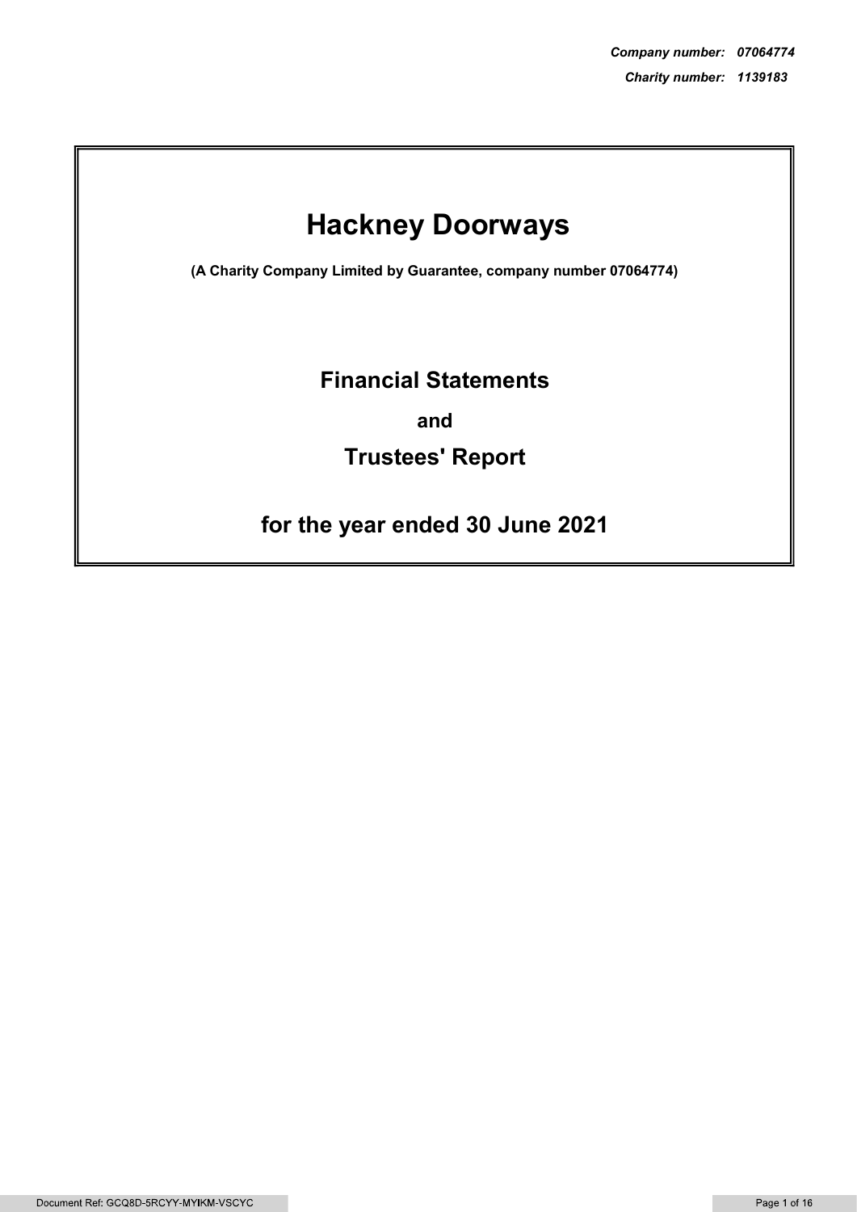***Company number: 07064774***

***Charity number: 1139183***

# Hackney Doorways

**(A Charity Company Limited by Guarantee, company number 07064774)**

## Financial Statements

**and**

## Trustees' Report

## for the year ended 30 June 2021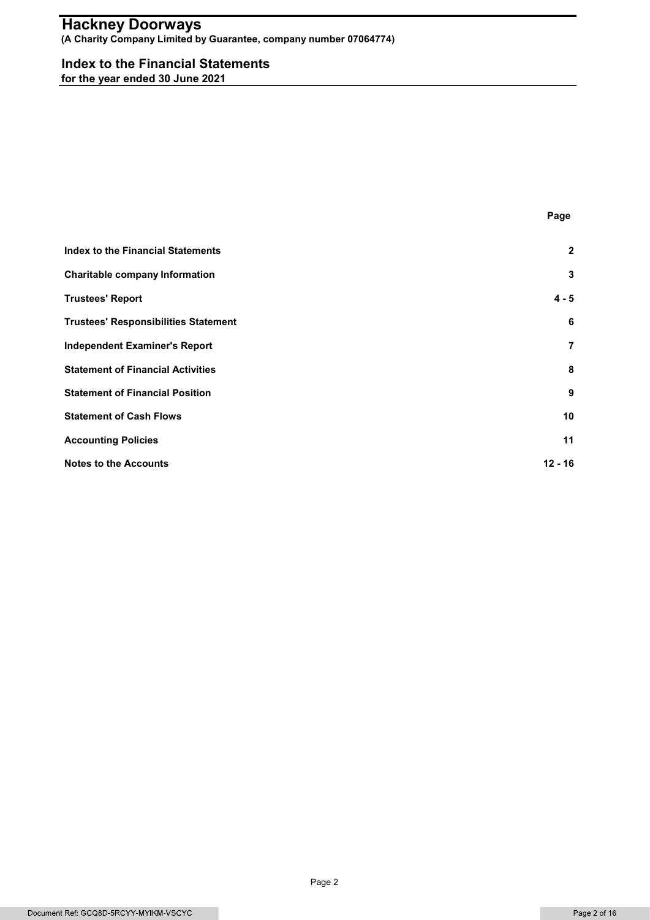# Hackney Doorways

**(A Charity Company Limited by Guarantee, company number 07064774)**

## Index to the Financial Statements

**for the year ended 30 June 2021**

| | Page |
|---|---|
| **Index to the Financial Statements** | **2** |
| **Charitable company Information** | **3** |
| **Trustees' Report** | **4 - 5** |
| **Trustees' Responsibilities Statement** | **6** |
| **Independent Examiner's Report** | **7** |
| **Statement of Financial Activities** | **8** |
| **Statement of Financial Position** | **9** |
| **Statement of Cash Flows** | **10** |
| **Accounting Policies** | **11** |
| **Notes to the Accounts** | **12 - 16** |

Document Ref: GCQ8D-5RCYY-MYIKM-VSCYC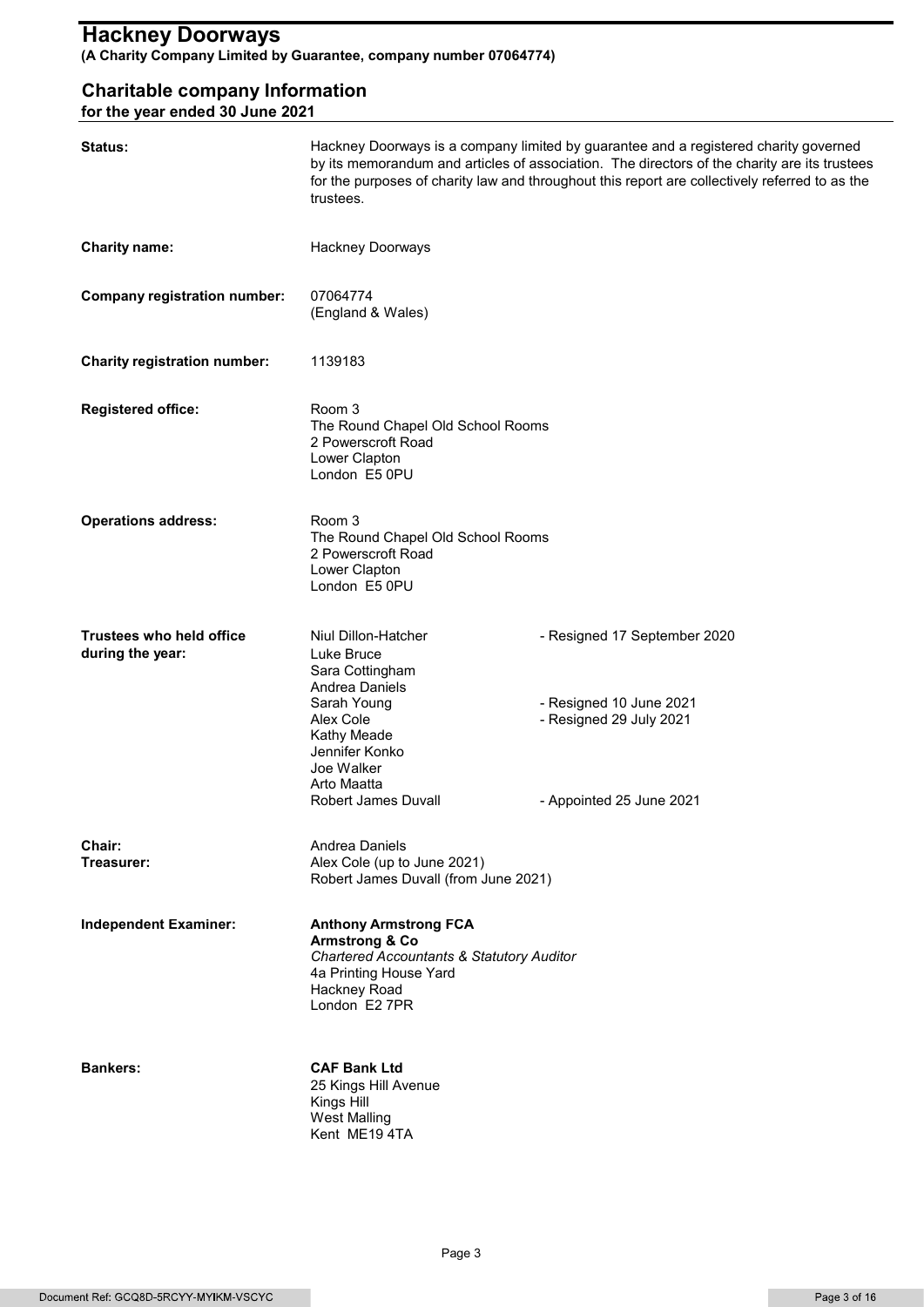# Hackney Doorways

**(A Charity Company Limited by Guarantee, company number 07064774)**

## Charitable company Information

**for the year ended 30 June 2021**

| | | |
|---|---|---|
| **Status:** | Hackney Doorways is a company limited by guarantee and a registered charity governed by its memorandum and articles of association. The directors of the charity are its trustees for the purposes of charity law and throughout this report are collectively referred to as the trustees. | |
| **Charity name:** | Hackney Doorways | |
| **Company registration number:** | 07064774<br>(England & Wales) | |
| **Charity registration number:** | 1139183 | |
| **Registered office:** | Room 3<br>The Round Chapel Old School Rooms<br>2 Powerscroft Road<br>Lower Clapton<br>London E5 0PU | |
| **Operations address:** | Room 3<br>The Round Chapel Old School Rooms<br>2 Powerscroft Road<br>Lower Clapton<br>London E5 0PU | |
| **Trustees who held office during the year:** | Niul Dillon-Hatcher | - Resigned 17 September 2020 |
| | Luke Bruce | |
| | Sara Cottingham | |
| | Andrea Daniels | |
| | Sarah Young | - Resigned 10 June 2021 |
| | Alex Cole | - Resigned 29 July 2021 |
| | Kathy Meade | |
| | Jennifer Konko | |
| | Joe Walker | |
| | Arto Maatta | |
| | Robert James Duvall | - Appointed 25 June 2021 |
| **Chair:** | Andrea Daniels | |
| **Treasurer:** | Alex Cole (up to June 2021)<br>Robert James Duvall (from June 2021) | |
| **Independent Examiner:** | **Anthony Armstrong FCA**<br>**Armstrong & Co**<br>*Chartered Accountants & Statutory Auditor*<br>4a Printing House Yard<br>Hackney Road<br>London E2 7PR | |
| **Bankers:** | **CAF Bank Ltd**<br>25 Kings Hill Avenue<br>Kings Hill<br>West Malling<br>Kent ME19 4TA | |

Document Ref: GCQ8D-5RCYY-MYIKM-VSCYC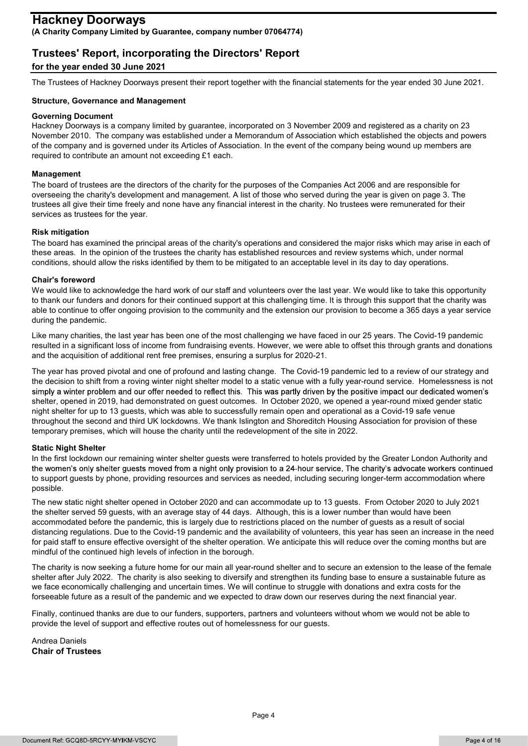# Hackney Doorways

**(A Charity Company Limited by Guarantee, company number 07064774)**

## Trustees' Report, incorporating the Directors' Report

### for the year ended 30 June 2021

The Trustees of Hackney Doorways present their report together with the financial statements for the year ended 30 June 2021.

**Structure, Governance and Management**

**Governing Document**

Hackney Doorways is a company limited by guarantee, incorporated on 3 November 2009 and registered as a charity on 23 November 2010. The company was established under a Memorandum of Association which established the objects and powers of the company and is governed under its Articles of Association. In the event of the company being wound up members are required to contribute an amount not exceeding £1 each.

**Management**

The board of trustees are the directors of the charity for the purposes of the Companies Act 2006 and are responsible for overseeing the charity's development and management. A list of those who served during the year is given on page 3. The trustees all give their time freely and none have any financial interest in the charity. No trustees were remunerated for their services as trustees for the year.

**Risk mitigation**

The board has examined the principal areas of the charity's operations and considered the major risks which may arise in each of these areas. In the opinion of the trustees the charity has established resources and review systems which, under normal conditions, should allow the risks identified by them to be mitigated to an acceptable level in its day to day operations.

**Chair's foreword**

We would like to acknowledge the hard work of our staff and volunteers over the last year. We would like to take this opportunity to thank our funders and donors for their continued support at this challenging time. It is through this support that the charity was able to continue to offer ongoing provision to the community and the extension our provision to become a 365 days a year service during the pandemic.

Like many charities, the last year has been one of the most challenging we have faced in our 25 years. The Covid-19 pandemic resulted in a significant loss of income from fundraising events. However, we were able to offset this through grants and donations and the acquisition of additional rent free premises, ensuring a surplus for 2020-21.

The year has proved pivotal and one of profound and lasting change. The Covid-19 pandemic led to a review of our strategy and the decision to shift from a roving winter night shelter model to a static venue with a fully year-round service. Homelessness is not simply a winter problem and our offer needed to reflect this. This was partly driven by the positive impact our dedicated women's shelter, opened in 2019, had demonstrated on guest outcomes. In October 2020, we opened a year-round mixed gender static night shelter for up to 13 guests, which was able to successfully remain open and operational as a Covid-19 safe venue throughout the second and third UK lockdowns. We thank Islington and Shoreditch Housing Association for provision of these temporary premises, which will house the charity until the redevelopment of the site in 2022.

**Static Night Shelter**

In the first lockdown our remaining winter shelter guests were transferred to hotels provided by the Greater London Authority and the women's only shelter guests moved from a night only provision to a 24-hour service. The charity's advocate workers continued to support guests by phone, providing resources and services as needed, including securing longer-term accommodation where possible.

The new static night shelter opened in October 2020 and can accommodate up to 13 guests. From October 2020 to July 2021 the shelter served 59 guests, with an average stay of 44 days. Although, this is a lower number than would have been accommodated before the pandemic, this is largely due to restrictions placed on the number of guests as a result of social distancing regulations. Due to the Covid-19 pandemic and the availability of volunteers, this year has seen an increase in the need for paid staff to ensure effective oversight of the shelter operation. We anticipate this will reduce over the coming months but are mindful of the continued high levels of infection in the borough.

The charity is now seeking a future home for our main all year-round shelter and to secure an extension to the lease of the female shelter after July 2022. The charity is also seeking to diversify and strengthen its funding base to ensure a sustainable future as we face economically challenging and uncertain times. We will continue to struggle with donations and extra costs for the forseeable future as a result of the pandemic and we expected to draw down our reserves during the next financial year.

Finally, continued thanks are due to our funders, supporters, partners and volunteers without whom we would not be able to provide the level of support and effective routes out of homelessness for our guests.

Andrea Daniels
**Chair of Trustees**

Document Ref: GCQ8D-5RCYY-MYIKM-VSCYC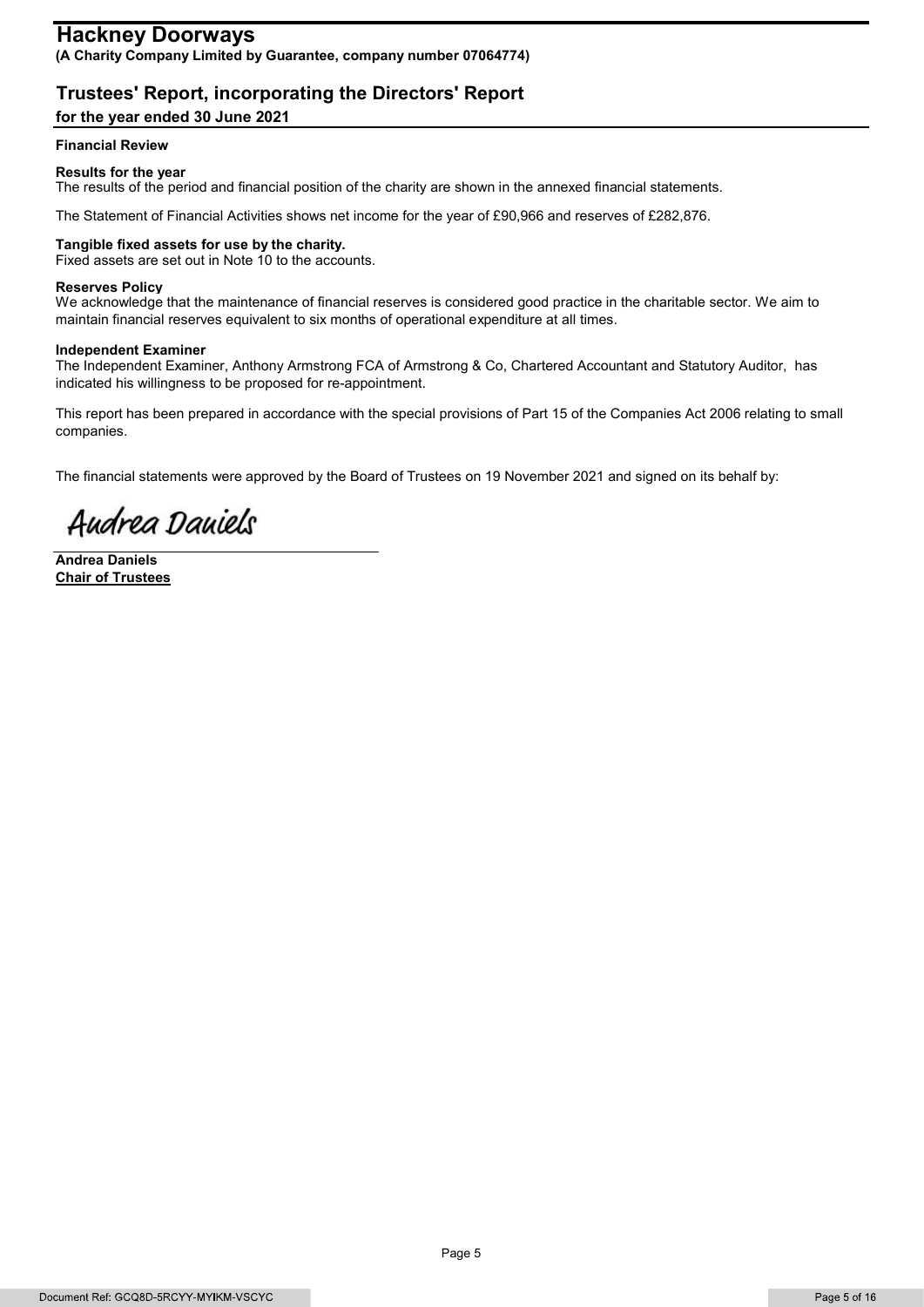# Hackney Doorways

**(A Charity Company Limited by Guarantee, company number 07064774)**

## Trustees' Report, incorporating the Directors' Report

### for the year ended 30 June 2021

**Financial Review**

**Results for the year**

The results of the period and financial position of the charity are shown in the annexed financial statements.

The Statement of Financial Activities shows net income for the year of £90,966 and reserves of £282,876.

**Tangible fixed assets for use by the charity.**

Fixed assets are set out in Note 10 to the accounts.

**Reserves Policy**

We acknowledge that the maintenance of financial reserves is considered good practice in the charitable sector. We aim to maintain financial reserves equivalent to six months of operational expenditure at all times.

**Independent Examiner**

The Independent Examiner, Anthony Armstrong FCA of Armstrong & Co, Chartered Accountant and Statutory Auditor, has indicated his willingness to be proposed for re-appointment.

This report has been prepared in accordance with the special provisions of Part 15 of the Companies Act 2006 relating to small companies.

The financial statements were approved by the Board of Trustees on 19 November 2021 and signed on its behalf by:

Andrea Daniels

**Andrea Daniels**
**Chair of Trustees**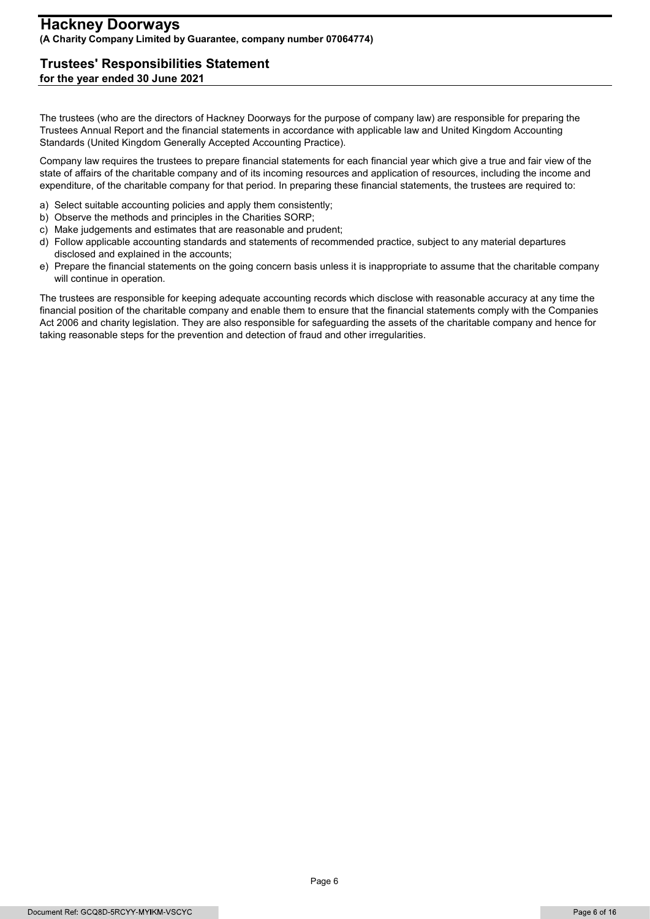# Hackney Doorways

**(A Charity Company Limited by Guarantee, company number 07064774)**

## Trustees' Responsibilities Statement

**for the year ended 30 June 2021**

The trustees (who are the directors of Hackney Doorways for the purpose of company law) are responsible for preparing the Trustees Annual Report and the financial statements in accordance with applicable law and United Kingdom Accounting Standards (United Kingdom Generally Accepted Accounting Practice).

Company law requires the trustees to prepare financial statements for each financial year which give a true and fair view of the state of affairs of the charitable company and of its incoming resources and application of resources, including the income and expenditure, of the charitable company for that period. In preparing these financial statements, the trustees are required to:

a) Select suitable accounting policies and apply them consistently;
b) Observe the methods and principles in the Charities SORP;
c) Make judgements and estimates that are reasonable and prudent;
d) Follow applicable accounting standards and statements of recommended practice, subject to any material departures disclosed and explained in the accounts;
e) Prepare the financial statements on the going concern basis unless it is inappropriate to assume that the charitable company will continue in operation.

The trustees are responsible for keeping adequate accounting records which disclose with reasonable accuracy at any time the financial position of the charitable company and enable them to ensure that the financial statements comply with the Companies Act 2006 and charity legislation. They are also responsible for safeguarding the assets of the charitable company and hence for taking reasonable steps for the prevention and detection of fraud and other irregularities.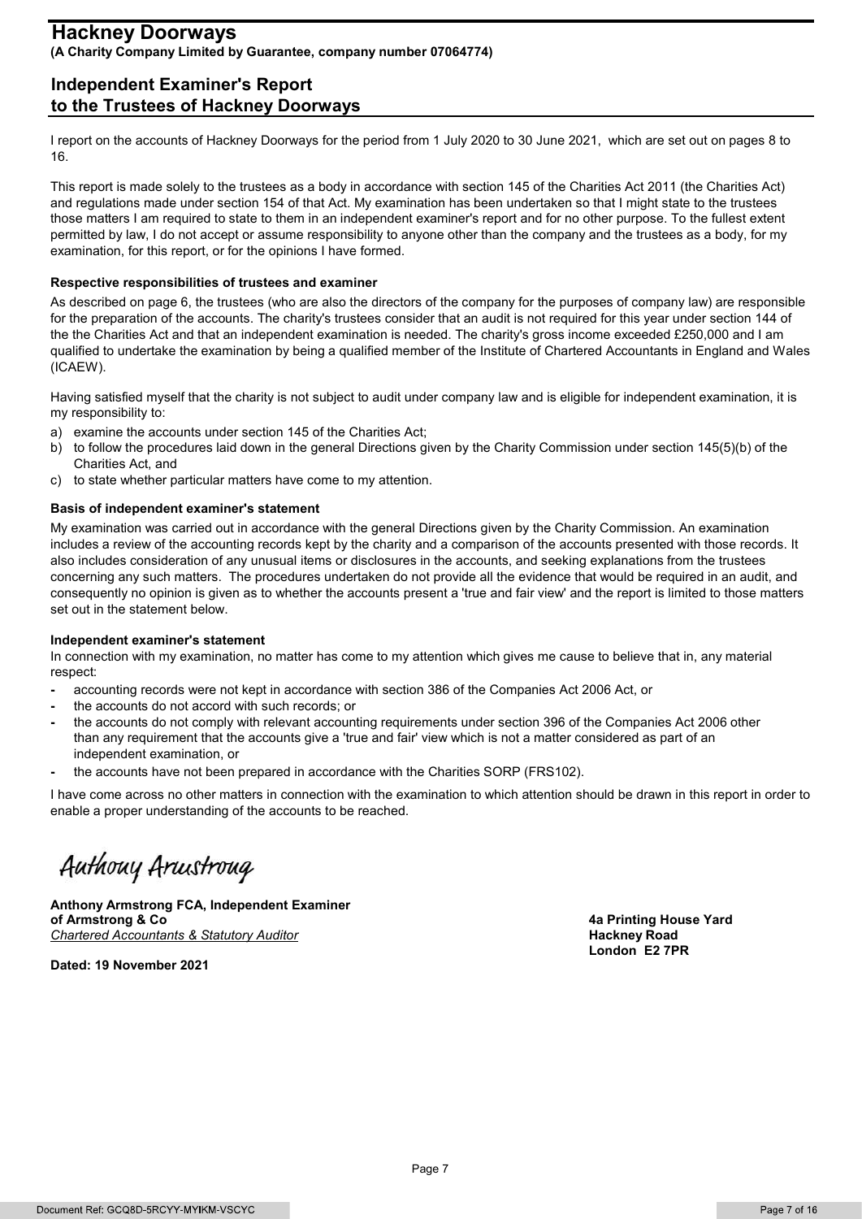# Hackney Doorways

**(A Charity Company Limited by Guarantee, company number 07064774)**

## Independent Examiner's Report to the Trustees of Hackney Doorways

I report on the accounts of Hackney Doorways for the period from 1 July 2020 to 30 June 2021, which are set out on pages 8 to 16.

This report is made solely to the trustees as a body in accordance with section 145 of the Charities Act 2011 (the Charities Act) and regulations made under section 154 of that Act. My examination has been undertaken so that I might state to the trustees those matters I am required to state to them in an independent examiner's report and for no other purpose. To the fullest extent permitted by law, I do not accept or assume responsibility to anyone other than the company and the trustees as a body, for my examination, for this report, or for the opinions I have formed.

**Respective responsibilities of trustees and examiner**

As described on page 6, the trustees (who are also the directors of the company for the purposes of company law) are responsible for the preparation of the accounts. The charity's trustees consider that an audit is not required for this year under section 144 of the the Charities Act and that an independent examination is needed. The charity's gross income exceeded £250,000 and I am qualified to undertake the examination by being a qualified member of the Institute of Chartered Accountants in England and Wales (ICAEW).

Having satisfied myself that the charity is not subject to audit under company law and is eligible for independent examination, it is my responsibility to:

a) examine the accounts under section 145 of the Charities Act;
b) to follow the procedures laid down in the general Directions given by the Charity Commission under section 145(5)(b) of the Charities Act, and
c) to state whether particular matters have come to my attention.

**Basis of independent examiner's statement**

My examination was carried out in accordance with the general Directions given by the Charity Commission. An examination includes a review of the accounting records kept by the charity and a comparison of the accounts presented with those records. It also includes consideration of any unusual items or disclosures in the accounts, and seeking explanations from the trustees concerning any such matters. The procedures undertaken do not provide all the evidence that would be required in an audit, and consequently no opinion is given as to whether the accounts present a 'true and fair view' and the report is limited to those matters set out in the statement below.

**Independent examiner's statement**

In connection with my examination, no matter has come to my attention which gives me cause to believe that in, any material respect:

- accounting records were not kept in accordance with section 386 of the Companies Act 2006 Act, or
- the accounts do not accord with such records; or
- the accounts do not comply with relevant accounting requirements under section 396 of the Companies Act 2006 other than any requirement that the accounts give a 'true and fair' view which is not a matter considered as part of an independent examination, or
- the accounts have not been prepared in accordance with the Charities SORP (FRS102).

I have come across no other matters in connection with the examination to which attention should be drawn in this report in order to enable a proper understanding of the accounts to be reached.

Anthony Armstrong

**Anthony Armstrong FCA, Independent Examiner**
**of Armstrong & Co**
*Chartered Accountants & Statutory Auditor*

**4a Printing House Yard**
**Hackney Road**
**London E2 7PR**

**Dated: 19 November 2021**

Document Ref: GCQ8D-5RCYY-MYIKM-VSCYC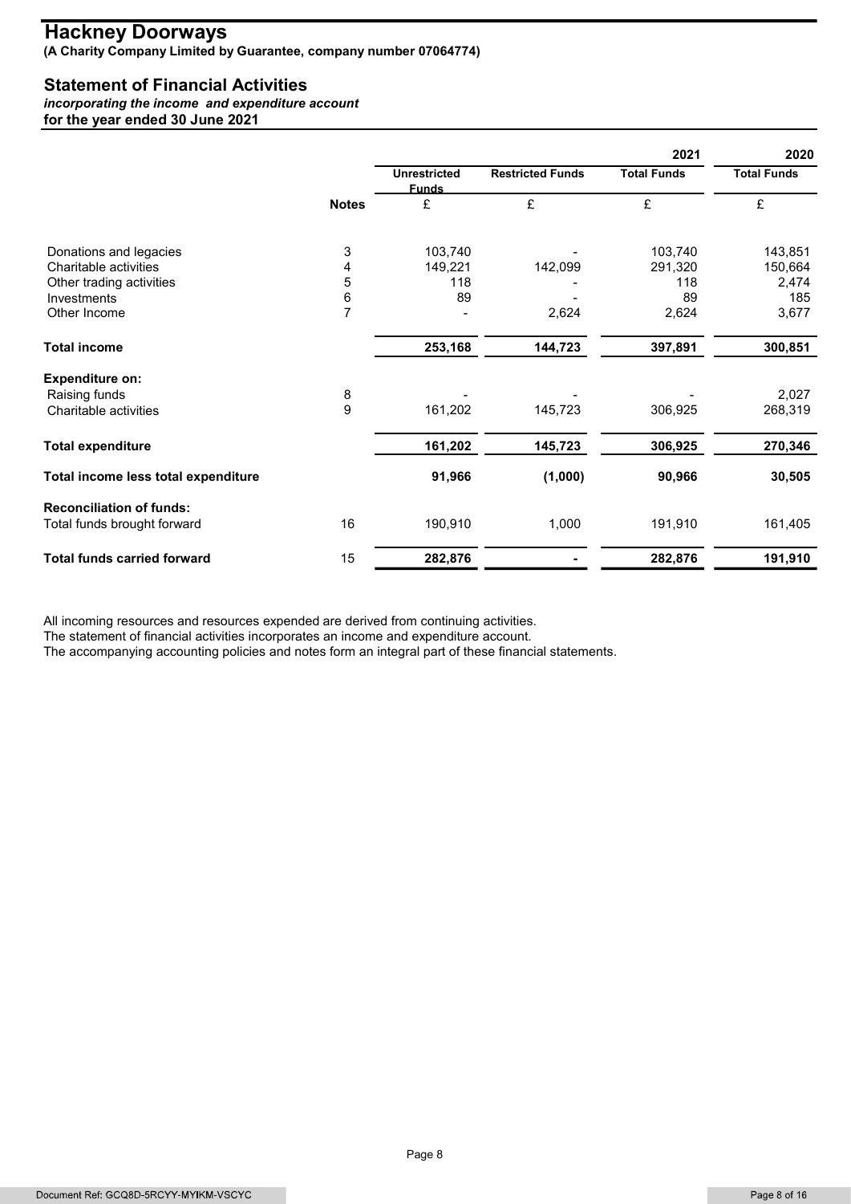# Hackney Doorways

**(A Charity Company Limited by Guarantee, company number 07064774)**

## Statement of Financial Activities

***incorporating the income and expenditure account***
**for the year ended 30 June 2021**

| | | | | 2021 | 2020 |
|---|---|---|---|---|---|
| | | Unrestricted Funds | Restricted Funds | Total Funds | Total Funds |
| | Notes | £ | £ | £ | £ |
| Donations and legacies | 3 | 103,740 | - | 103,740 | 143,851 |
| Charitable activities | 4 | 149,221 | 142,099 | 291,320 | 150,664 |
| Other trading activities | 5 | 118 | - | 118 | 2,474 |
| Investments | 6 | 89 | - | 89 | 185 |
| Other Income | 7 | - | 2,624 | 2,624 | 3,677 |
| **Total income** | | **253,168** | **144,723** | **397,891** | **300,851** |
| **Expenditure on:** | | | | | |
| Raising funds | 8 | - | - | - | 2,027 |
| Charitable activities | 9 | 161,202 | 145,723 | 306,925 | 268,319 |
| **Total expenditure** | | **161,202** | **145,723** | **306,925** | **270,346** |
| **Total income less total expenditure** | | **91,966** | **(1,000)** | **90,966** | **30,505** |
| **Reconciliation of funds:** | | | | | |
| Total funds brought forward | 16 | 190,910 | 1,000 | 191,910 | 161,405 |
| **Total funds carried forward** | 15 | **282,876** | **-** | **282,876** | **191,910** |

All incoming resources and resources expended are derived from continuing activities.
The statement of financial activities incorporates an income and expenditure account.
The accompanying accounting policies and notes form an integral part of these financial statements.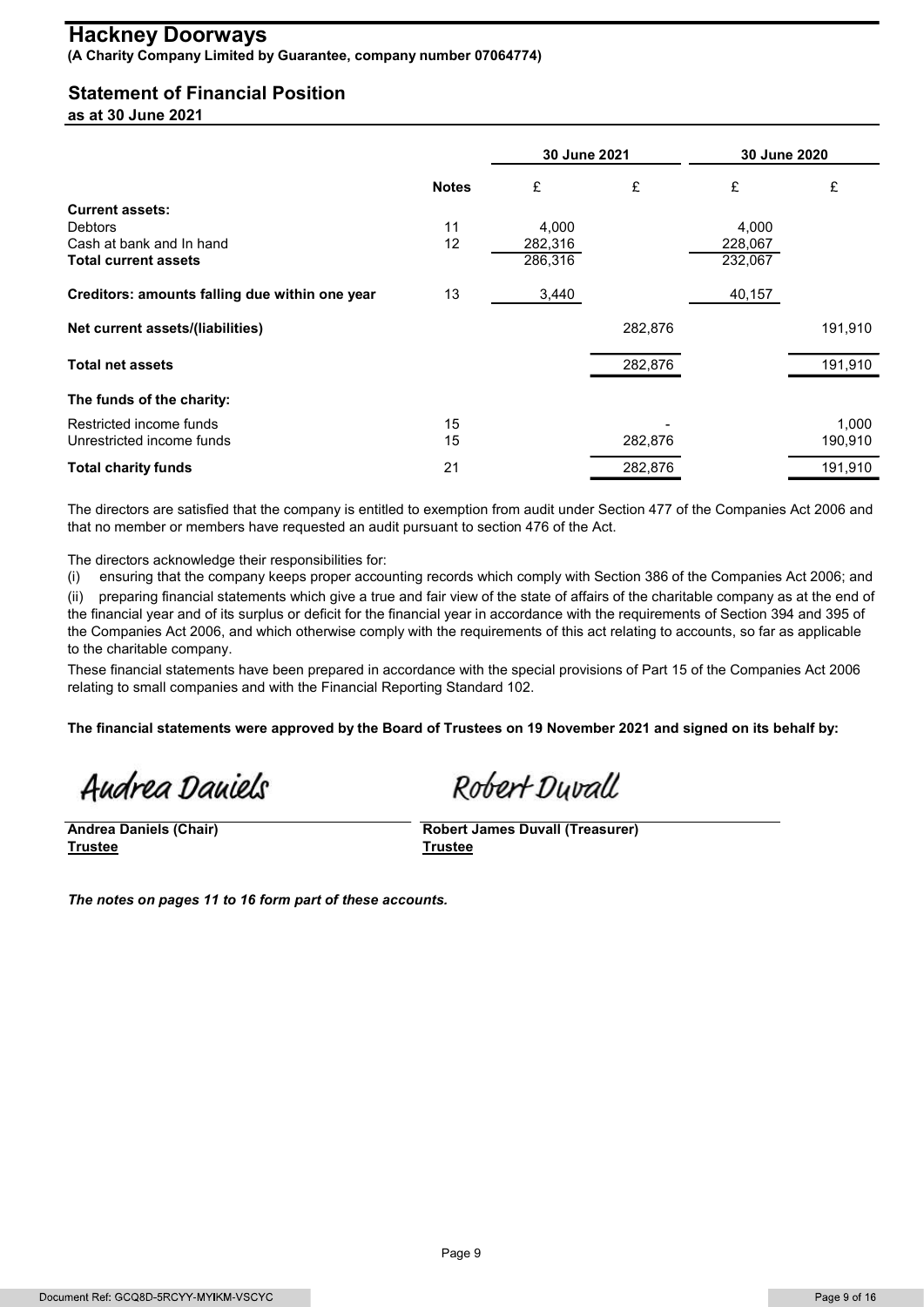# Hackney Doorways

**(A Charity Company Limited by Guarantee, company number 07064774)**

## Statement of Financial Position

**as at 30 June 2021**

| | Notes | 30 June 2021 | | 30 June 2020 | |
|---|---|---|---|---|---|
| | | £ | £ | £ | £ |
| **Current assets:** | | | | | |
| Debtors | 11 | 4,000 | | 4,000 | |
| Cash at bank and In hand | 12 | 282,316 | | 228,067 | |
| **Total current assets** | | 286,316 | | 232,067 | |
| **Creditors: amounts falling due within one year** | 13 | 3,440 | | 40,157 | |
| **Net current assets/(liabilities)** | | | 282,876 | | 191,910 |
| **Total net assets** | | | 282,876 | | 191,910 |
| **The funds of the charity:** | | | | | |
| Restricted income funds | 15 | | - | | 1,000 |
| Unrestricted income funds | 15 | | 282,876 | | 190,910 |
| **Total charity funds** | 21 | | 282,876 | | 191,910 |

The directors are satisfied that the company is entitled to exemption from audit under Section 477 of the Companies Act 2006 and that no member or members have requested an audit pursuant to section 476 of the Act.

The directors acknowledge their responsibilities for:

(i) ensuring that the company keeps proper accounting records which comply with Section 386 of the Companies Act 2006; and

(ii) preparing financial statements which give a true and fair view of the state of affairs of the charitable company as at the end of the financial year and of its surplus or deficit for the financial year in accordance with the requirements of Section 394 and 395 of the Companies Act 2006, and which otherwise comply with the requirements of this act relating to accounts, so far as applicable to the charitable company.

These financial statements have been prepared in accordance with the special provisions of Part 15 of the Companies Act 2006 relating to small companies and with the Financial Reporting Standard 102.

**The financial statements were approved by the Board of Trustees on 19 November 2021 and signed on its behalf by:**

Andrea Daniels

Robert Duvall

**Andrea Daniels (Chair)**
**Trustee**

**Robert James Duvall (Treasurer)**
**Trustee**

***The notes on pages 11 to 16 form part of these accounts.***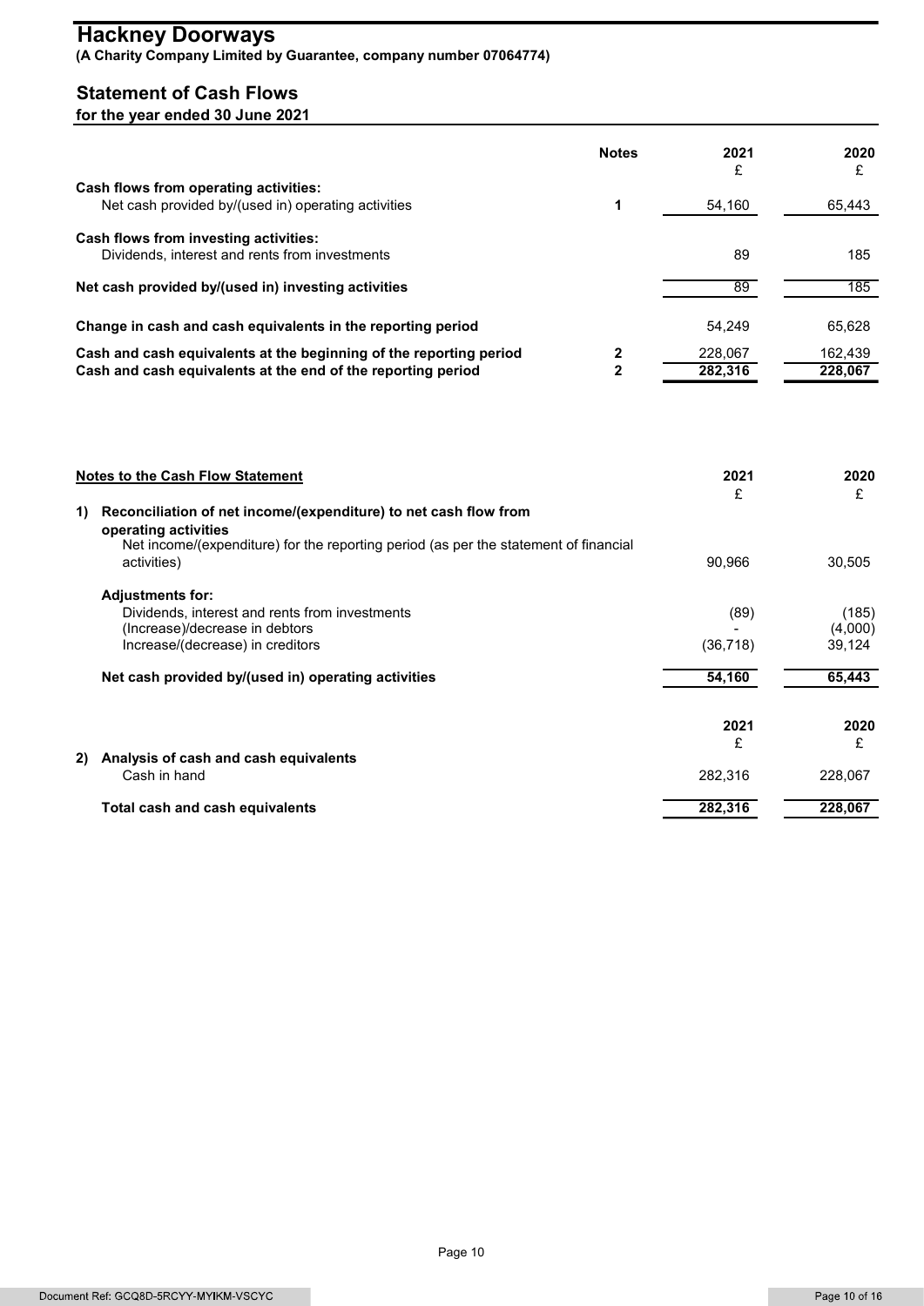# Hackney Doorways

**(A Charity Company Limited by Guarantee, company number 07064774)**

## Statement of Cash Flows

**for the year ended 30 June 2021**

| | Notes | 2021 £ | 2020 £ |
|---|---|---|---|
| **Cash flows from operating activities:** | | | |
| Net cash provided by/(used in) operating activities | 1 | 54,160 | 65,443 |
| **Cash flows from investing activities:** | | | |
| Dividends, interest and rents from investments | | 89 | 185 |
| **Net cash provided by/(used in) investing activities** | | 89 | 185 |
| **Change in cash and cash equivalents in the reporting period** | | 54,249 | 65,628 |
| **Cash and cash equivalents at the beginning of the reporting period** | 2 | 228,067 | 162,439 |
| **Cash and cash equivalents at the end of the reporting period** | 2 | 282,316 | 228,067 |

**Notes to the Cash Flow Statement**

| | 2021 £ | 2020 £ |
|---|---|---|
| **1) Reconciliation of net income/(expenditure) to net cash flow from operating activities** | | |
| Net income/(expenditure) for the reporting period (as per the statement of financial activities) | 90,966 | 30,505 |
| **Adjustments for:** | | |
| Dividends, interest and rents from investments | (89) | (185) |
| (Increase)/decrease in debtors | - | (4,000) |
| Increase/(decrease) in creditors | (36,718) | 39,124 |
| **Net cash provided by/(used in) operating activities** | **54,160** | **65,443** |

| | 2021 £ | 2020 £ |
|---|---|---|
| **2) Analysis of cash and cash equivalents** | | |
| Cash in hand | 282,316 | 228,067 |
| **Total cash and cash equivalents** | **282,316** | **228,067** |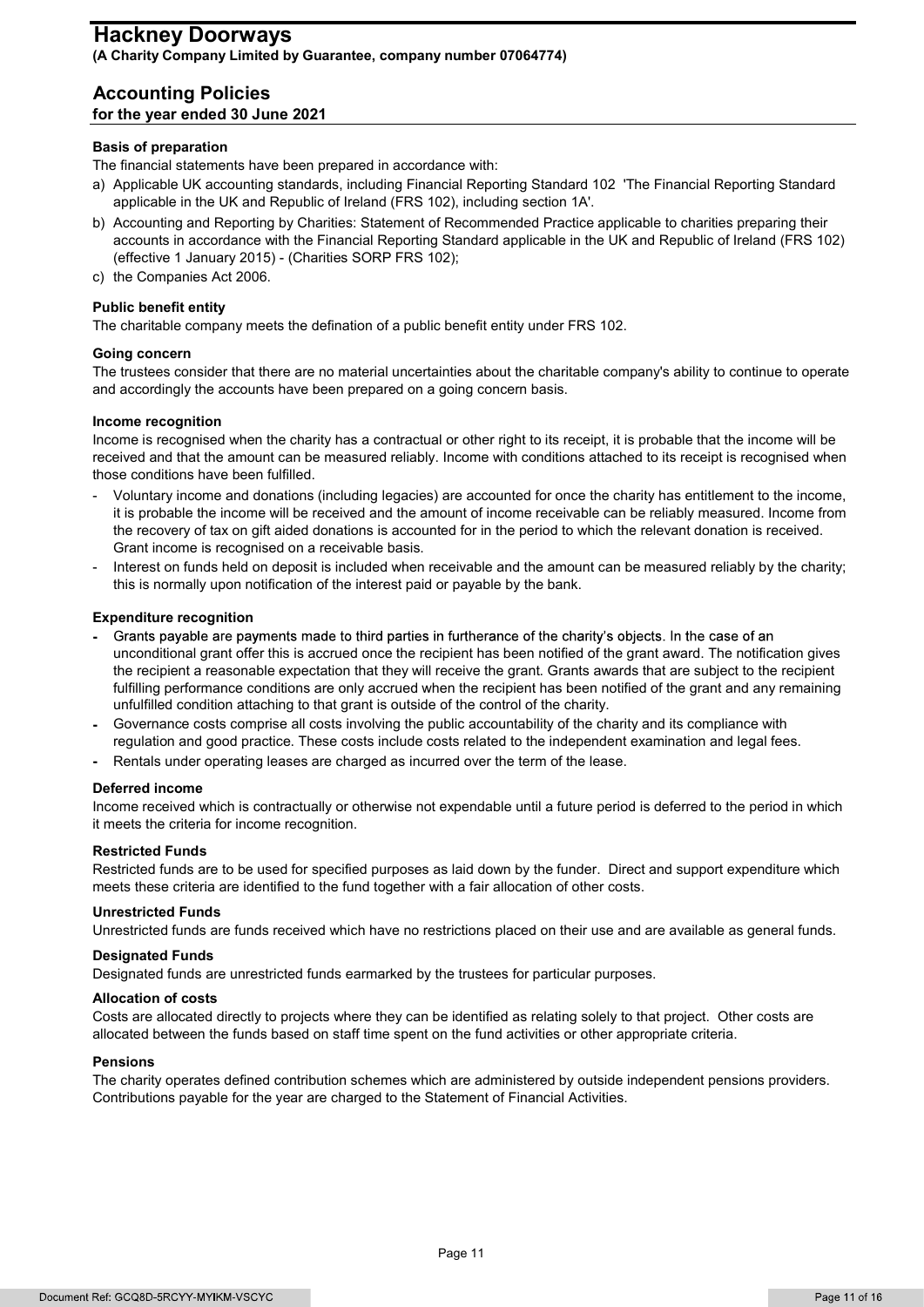# Hackney Doorways

**(A Charity Company Limited by Guarantee, company number 07064774)**

## Accounting Policies

**for the year ended 30 June 2021**

### Basis of preparation

The financial statements have been prepared in accordance with:

a) Applicable UK accounting standards, including Financial Reporting Standard 102 'The Financial Reporting Standard applicable in the UK and Republic of Ireland (FRS 102), including section 1A'.

b) Accounting and Reporting by Charities: Statement of Recommended Practice applicable to charities preparing their accounts in accordance with the Financial Reporting Standard applicable in the UK and Republic of Ireland (FRS 102) (effective 1 January 2015) - (Charities SORP FRS 102);

c) the Companies Act 2006.

### Public benefit entity

The charitable company meets the defination of a public benefit entity under FRS 102.

### Going concern

The trustees consider that there are no material uncertainties about the charitable company's ability to continue to operate and accordingly the accounts have been prepared on a going concern basis.

### Income recognition

Income is recognised when the charity has a contractual or other right to its receipt, it is probable that the income will be received and that the amount can be measured reliably. Income with conditions attached to its receipt is recognised when those conditions have been fulfilled.

- Voluntary income and donations (including legacies) are accounted for once the charity has entitlement to the income, it is probable the income will be received and the amount of income receivable can be reliably measured. Income from the recovery of tax on gift aided donations is accounted for in the period to which the relevant donation is received. Grant income is recognised on a receivable basis.
- Interest on funds held on deposit is included when receivable and the amount can be measured reliably by the charity; this is normally upon notification of the interest paid or payable by the bank.

### Expenditure recognition

- Grants payable are payments made to third parties in furtherance of the charity's objects. In the case of an unconditional grant offer this is accrued once the recipient has been notified of the grant award. The notification gives the recipient a reasonable expectation that they will receive the grant. Grants awards that are subject to the recipient fulfilling performance conditions are only accrued when the recipient has been notified of the grant and any remaining unfulfilled condition attaching to that grant is outside of the control of the charity.
- Governance costs comprise all costs involving the public accountability of the charity and its compliance with regulation and good practice. These costs include costs related to the independent examination and legal fees.
- Rentals under operating leases are charged as incurred over the term of the lease.

### Deferred income

Income received which is contractually or otherwise not expendable until a future period is deferred to the period in which it meets the criteria for income recognition.

### Restricted Funds

Restricted funds are to be used for specified purposes as laid down by the funder. Direct and support expenditure which meets these criteria are identified to the fund together with a fair allocation of other costs.

### Unrestricted Funds

Unrestricted funds are funds received which have no restrictions placed on their use and are available as general funds.

### Designated Funds

Designated funds are unrestricted funds earmarked by the trustees for particular purposes.

### Allocation of costs

Costs are allocated directly to projects where they can be identified as relating solely to that project. Other costs are allocated between the funds based on staff time spent on the fund activities or other appropriate criteria.

### Pensions

The charity operates defined contribution schemes which are administered by outside independent pensions providers. Contributions payable for the year are charged to the Statement of Financial Activities.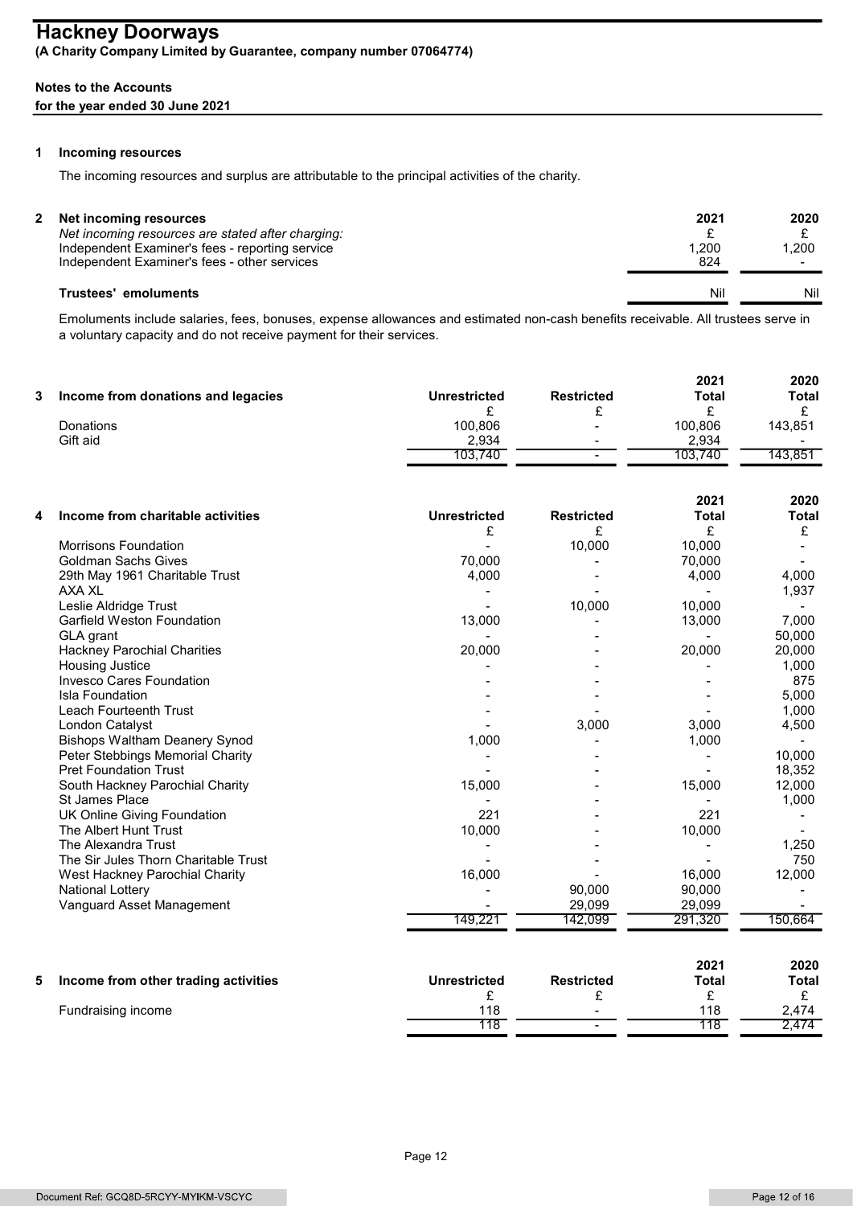# Hackney Doorways

**(A Charity Company Limited by Guarantee, company number 07064774)**

**Notes to the Accounts**

**for the year ended 30 June 2021**

## 1 Incoming resources

The incoming resources and surplus are attributable to the principal activities of the charity.

## 2 Net incoming resources

| | 2021 | 2020 |
|---|---|---|
| *Net incoming resources are stated after charging:* | £ | £ |
| Independent Examiner's fees - reporting service | 1,200 | 1,200 |
| Independent Examiner's fees - other services | 824 | - |
| **Trustees' emoluments** | Nil | Nil |

Emoluments include salaries, fees, bonuses, expense allowances and estimated non-cash benefits receivable. All trustees serve in a voluntary capacity and do not receive payment for their services.

## 3 Income from donations and legacies

| | Unrestricted | Restricted | 2021 Total | 2020 Total |
|---|---|---|---|---|
| | £ | £ | £ | £ |
| Donations | 100,806 | - | 100,806 | 143,851 |
| Gift aid | 2,934 | - | 2,934 | - |
| | 103,740 | - | 103,740 | 143,851 |

## 4 Income from charitable activities

| | Unrestricted | Restricted | 2021 Total | 2020 Total |
|---|---|---|---|---|
| | £ | £ | £ | £ |
| Morrisons Foundation | - | 10,000 | 10,000 | - |
| Goldman Sachs Gives | 70,000 | - | 70,000 | - |
| 29th May 1961 Charitable Trust | 4,000 | - | 4,000 | 4,000 |
| AXA XL | - | - | - | 1,937 |
| Leslie Aldridge Trust | - | 10,000 | 10,000 | - |
| Garfield Weston Foundation | 13,000 | - | 13,000 | 7,000 |
| GLA grant | - | - | - | 50,000 |
| Hackney Parochial Charities | 20,000 | - | 20,000 | 20,000 |
| Housing Justice | - | - | - | 1,000 |
| Invesco Cares Foundation | - | - | - | 875 |
| Isla Foundation | - | - | - | 5,000 |
| Leach Fourteenth Trust | - | - | - | 1,000 |
| London Catalyst | - | 3,000 | 3,000 | 4,500 |
| Bishops Waltham Deanery Synod | 1,000 | - | 1,000 | - |
| Peter Stebbings Memorial Charity | - | - | - | 10,000 |
| Pret Foundation Trust | - | - | - | 18,352 |
| South Hackney Parochial Charity | 15,000 | - | 15,000 | 12,000 |
| St James Place | - | - | - | 1,000 |
| UK Online Giving Foundation | 221 | - | 221 | - |
| The Albert Hunt Trust | 10,000 | - | 10,000 | - |
| The Alexandra Trust | - | - | - | 1,250 |
| The Sir Jules Thorn Charitable Trust | - | - | - | 750 |
| West Hackney Parochial Charity | 16,000 | - | 16,000 | 12,000 |
| National Lottery | - | 90,000 | 90,000 | - |
| Vanguard Asset Management | - | 29,099 | 29,099 | - |
| | 149,221 | 142,099 | 291,320 | 150,664 |

## 5 Income from other trading activities

| | Unrestricted | Restricted | 2021 Total | 2020 Total |
|---|---|---|---|---|
| | £ | £ | £ | £ |
| Fundraising income | 118 | - | 118 | 2,474 |
| | 118 | - | 118 | 2,474 |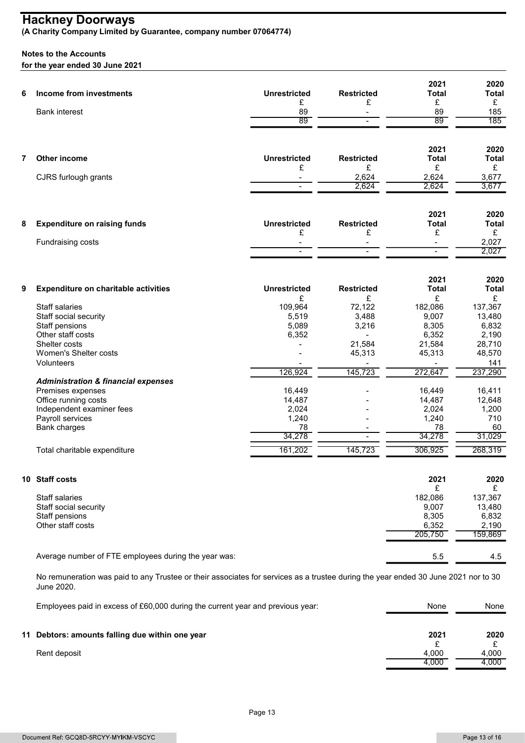# Hackney Doorways

**(A Charity Company Limited by Guarantee, company number 07064774)**

**Notes to the Accounts**

**for the year ended 30 June 2021**

| **6 Income from investments** | **Unrestricted** | **Restricted** | **2021 Total** | **2020 Total** |
|---|---|---|---|---|
| | £ | £ | £ | £ |
| Bank interest | 89 | - | 89 | 185 |
| | 89 | - | 89 | 185 |

| **7 Other income** | **Unrestricted** | **Restricted** | **2021 Total** | **2020 Total** |
|---|---|---|---|---|
| | £ | £ | £ | £ |
| CJRS furlough grants | - | 2,624 | 2,624 | 3,677 |
| | - | 2,624 | 2,624 | 3,677 |

| **8 Expenditure on raising funds** | **Unrestricted** | **Restricted** | **2021 Total** | **2020 Total** |
|---|---|---|---|---|
| | £ | £ | £ | £ |
| Fundraising costs | - | - | - | 2,027 |
| | - | - | - | 2,027 |

| **9 Expenditure on charitable activities** | **Unrestricted** | **Restricted** | **2021 Total** | **2020 Total** |
|---|---|---|---|---|
| | £ | £ | £ | £ |
| Staff salaries | 109,964 | 72,122 | 182,086 | 137,367 |
| Staff social security | 5,519 | 3,488 | 9,007 | 13,480 |
| Staff pensions | 5,089 | 3,216 | 8,305 | 6,832 |
| Other staff costs | 6,352 | - | 6,352 | 2,190 |
| Shelter costs | - | 21,584 | 21,584 | 28,710 |
| Women's Shelter costs | - | 45,313 | 45,313 | 48,570 |
| Volunteers | - | - | - | 141 |
| | 126,924 | 145,723 | 272,647 | 237,290 |
| ***Administration & financial expenses*** | | | | |
| Premises expenses | 16,449 | - | 16,449 | 16,411 |
| Office running costs | 14,487 | - | 14,487 | 12,648 |
| Independent examiner fees | 2,024 | - | 2,024 | 1,200 |
| Payroll services | 1,240 | - | 1,240 | 710 |
| Bank charges | 78 | - | 78 | 60 |
| | 34,278 | - | 34,278 | 31,029 |
| Total charitable expenditure | 161,202 | 145,723 | 306,925 | 268,319 |

| **10 Staff costs** | **2021** | **2020** |
|---|---|---|
| | £ | £ |
| Staff salaries | 182,086 | 137,367 |
| Staff social security | 9,007 | 13,480 |
| Staff pensions | 8,305 | 6,832 |
| Other staff costs | 6,352 | 2,190 |
| | 205,750 | 159,869 |
| Average number of FTE employees during the year was: | 5.5 | 4.5 |

No remuneration was paid to any Trustee or their associates for services as a trustee during the year ended 30 June 2021 nor to 30 June 2020.

| | | |
|---|---|---|
| Employees paid in excess of £60,000 during the current year and previous year: | None | None |

| **11 Debtors: amounts falling due within one year** | **2021** | **2020** |
|---|---|---|
| | £ | £ |
| Rent deposit | 4,000 | 4,000 |
| | 4,000 | 4,000 |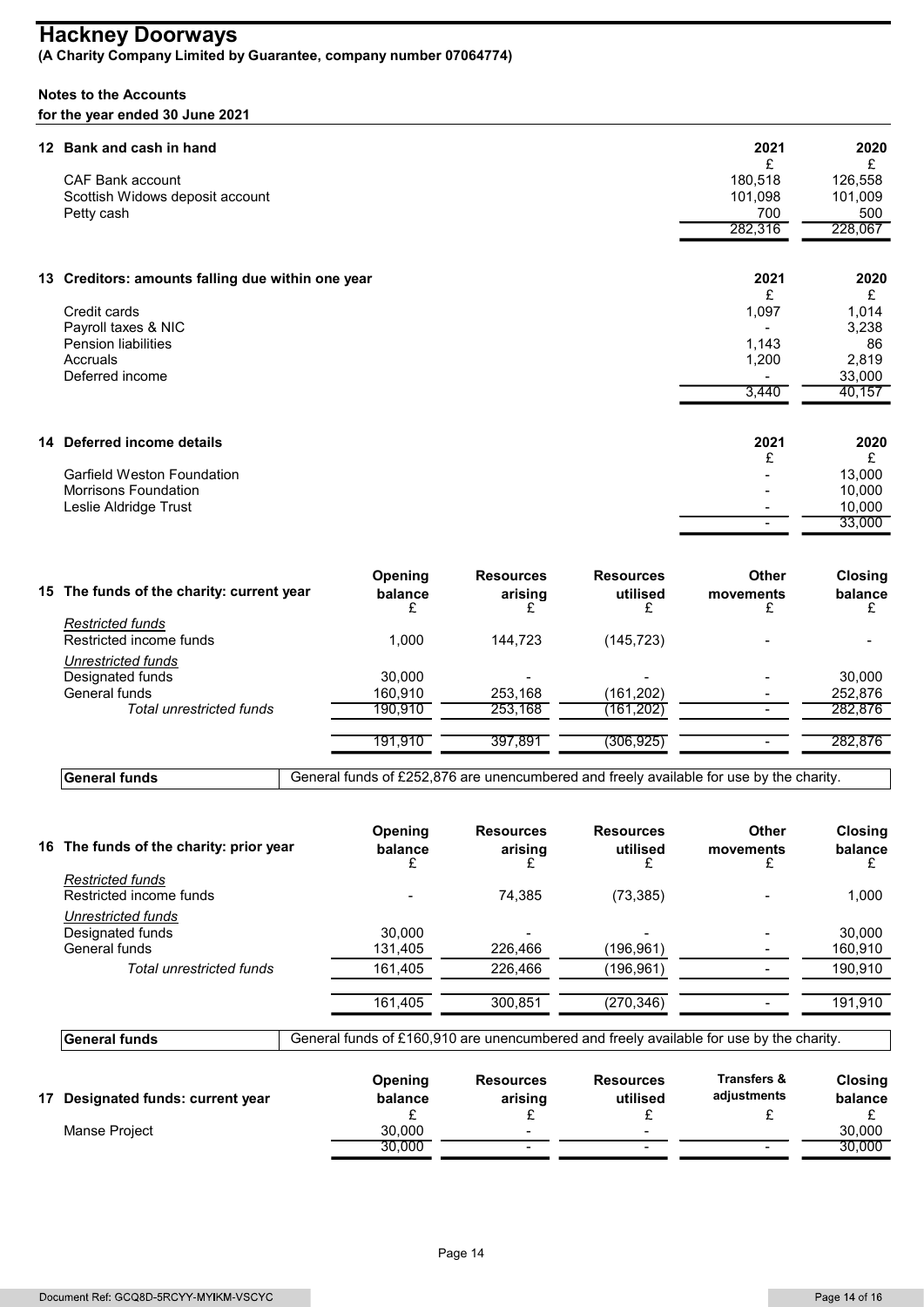# Hackney Doorways

**(A Charity Company Limited by Guarantee, company number 07064774)**

**Notes to the Accounts**
**for the year ended 30 June 2021**

## 12 Bank and cash in hand

| | 2021 | 2020 |
|---|---|---|
| | £ | £ |
| CAF Bank account | 180,518 | 126,558 |
| Scottish Widows deposit account | 101,098 | 101,009 |
| Petty cash | 700 | 500 |
| | 282,316 | 228,067 |

## 13 Creditors: amounts falling due within one year

| | 2021 | 2020 |
|---|---|---|
| | £ | £ |
| Credit cards | 1,097 | 1,014 |
| Payroll taxes & NIC | - | 3,238 |
| Pension liabilities | 1,143 | 86 |
| Accruals | 1,200 | 2,819 |
| Deferred income | - | 33,000 |
| | 3,440 | 40,157 |

## 14 Deferred income details

| | 2021 | 2020 |
|---|---|---|
| | £ | £ |
| Garfield Weston Foundation | - | 13,000 |
| Morrisons Foundation | - | 10,000 |
| Leslie Aldridge Trust | - | 10,000 |
| | - | 33,000 |

## 15 The funds of the charity: current year

| | Opening balance | Resources arising | Resources utilised | Other movements | Closing balance |
|---|---|---|---|---|---|
| | £ | £ | £ | £ | £ |
| *Restricted funds* | | | | | |
| Restricted income funds | 1,000 | 144,723 | (145,723) | - | - |
| *Unrestricted funds* | | | | | |
| Designated funds | 30,000 | - | - | - | 30,000 |
| General funds | 160,910 | 253,168 | (161,202) | - | 252,876 |
| *Total unrestricted funds* | 190,910 | 253,168 | (161,202) | - | 282,876 |
| | 191,910 | 397,891 | (306,925) | - | 282,876 |

| **General funds** | General funds of £252,876 are unencumbered and freely available for use by the charity. |
|---|---|

## 16 The funds of the charity: prior year

| | Opening balance | Resources arising | Resources utilised | Other movements | Closing balance |
|---|---|---|---|---|---|
| | £ | £ | £ | £ | £ |
| *Restricted funds* | | | | | |
| Restricted income funds | - | 74,385 | (73,385) | - | 1,000 |
| *Unrestricted funds* | | | | | |
| Designated funds | 30,000 | - | - | - | 30,000 |
| General funds | 131,405 | 226,466 | (196,961) | - | 160,910 |
| *Total unrestricted funds* | 161,405 | 226,466 | (196,961) | - | 190,910 |
| | 161,405 | 300,851 | (270,346) | - | 191,910 |

| **General funds** | General funds of £160,910 are unencumbered and freely available for use by the charity. |
|---|---|

## 17 Designated funds: current year

| | Opening balance | Resources arising | Resources utilised | Transfers & adjustments | Closing balance |
|---|---|---|---|---|---|
| | £ | £ | £ | £ | £ |
| Manse Project | 30,000 | - | - | | 30,000 |
| | 30,000 | - | - | - | 30,000 |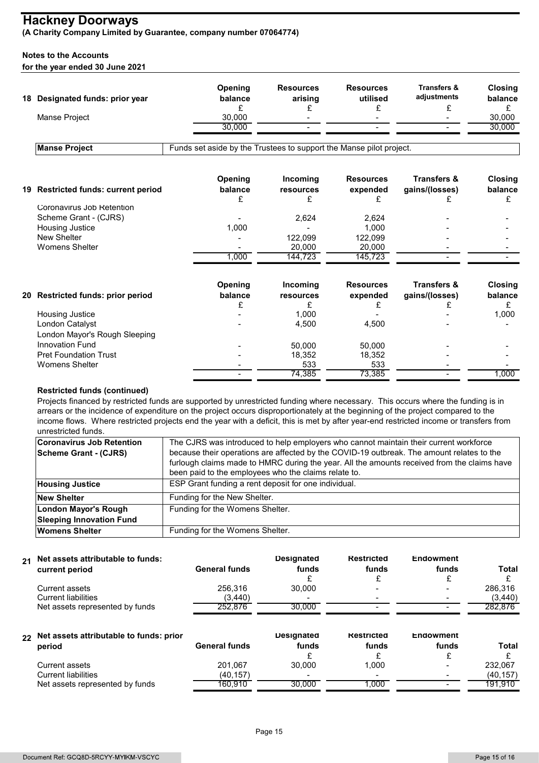# Hackney Doorways

**(A Charity Company Limited by Guarantee, company number 07064774)**

**Notes to the Accounts**

**for the year ended 30 June 2021**

## 18 Designated funds: prior year

| | Opening balance | Resources arising | Resources utilised | Transfers & adjustments | Closing balance |
|---|---|---|---|---|---|
| | £ | £ | £ | £ | £ |
| Manse Project | 30,000 | - | - | - | 30,000 |
| | 30,000 | - | - | - | 30,000 |

| | |
|---|---|
| **Manse Project** | Funds set aside by the Trustees to support the Manse pilot project. |

## 19 Restricted funds: current period

| | Opening balance | Incoming resources | Resources expended | Transfers & gains/(losses) | Closing balance |
|---|---|---|---|---|---|
| | £ | £ | £ | £ | £ |
| Coronavirus Job Retention Scheme Grant - (CJRS) | - | 2,624 | 2,624 | - | - |
| Housing Justice | 1,000 | - | 1,000 | - | - |
| New Shelter | - | 122,099 | 122,099 | - | - |
| Womens Shelter | - | 20,000 | 20,000 | - | - |
| | 1,000 | 144,723 | 145,723 | - | - |

## 20 Restricted funds: prior period

| | Opening balance | Incoming resources | Resources expended | Transfers & gains/(losses) | Closing balance |
|---|---|---|---|---|---|
| | £ | £ | £ | £ | £ |
| Housing Justice | - | 1,000 | - | - | 1,000 |
| London Catalyst | - | 4,500 | 4,500 | - | - |
| London Mayor's Rough Sleeping Innovation Fund | - | 50,000 | 50,000 | - | - |
| Pret Foundation Trust | - | 18,352 | 18,352 | - | - |
| Womens Shelter | - | 533 | 533 | - | - |
| | - | 74,385 | 73,385 | - | 1,000 |

**Restricted funds (continued)**

Projects financed by restricted funds are supported by unrestricted funding where necessary. This occurs where the funding is in arrears or the incidence of expenditure on the project occurs disproportionately at the beginning of the project compared to the income flows. Where restricted projects end the year with a deficit, this is met by after year-end restricted income or transfers from unrestricted funds.

| | |
|---|---|
| **Coronavirus Job Retention Scheme Grant - (CJRS)** | The CJRS was introduced to help employers who cannot maintain their current workforce because their operations are affected by the COVID-19 outbreak. The amount relates to the furlough claims made to HMRC during the year. All the amounts received from the claims have been paid to the employees who the claims relate to. |
| **Housing Justice** | ESP Grant funding a rent deposit for one individual. |
| **New Shelter** | Funding for the New Shelter. |
| **London Mayor's Rough Sleeping Innovation Fund** | Funding for the Womens Shelter. |
| **Womens Shelter** | Funding for the Womens Shelter. |

## 21 Net assets attributable to funds: current period

| | General funds | Designated funds | Restricted funds | Endowment funds | Total |
|---|---|---|---|---|---|
| | | £ | £ | £ | £ |
| Current assets | 256,316 | 30,000 | - | - | 286,316 |
| Current liabilities | (3,440) | - | - | - | (3,440) |
| Net assets represented by funds | 252,876 | 30,000 | - | - | 282,876 |

## 22 Net assets attributable to funds: prior period

| | General funds | Designated funds | Restricted funds | Endowment funds | Total |
|---|---|---|---|---|---|
| | | £ | £ | £ | £ |
| Current assets | 201,067 | 30,000 | 1,000 | - | 232,067 |
| Current liabilities | (40,157) | - | - | - | (40,157) |
| Net assets represented by funds | 160,910 | 30,000 | 1,000 | - | 191,910 |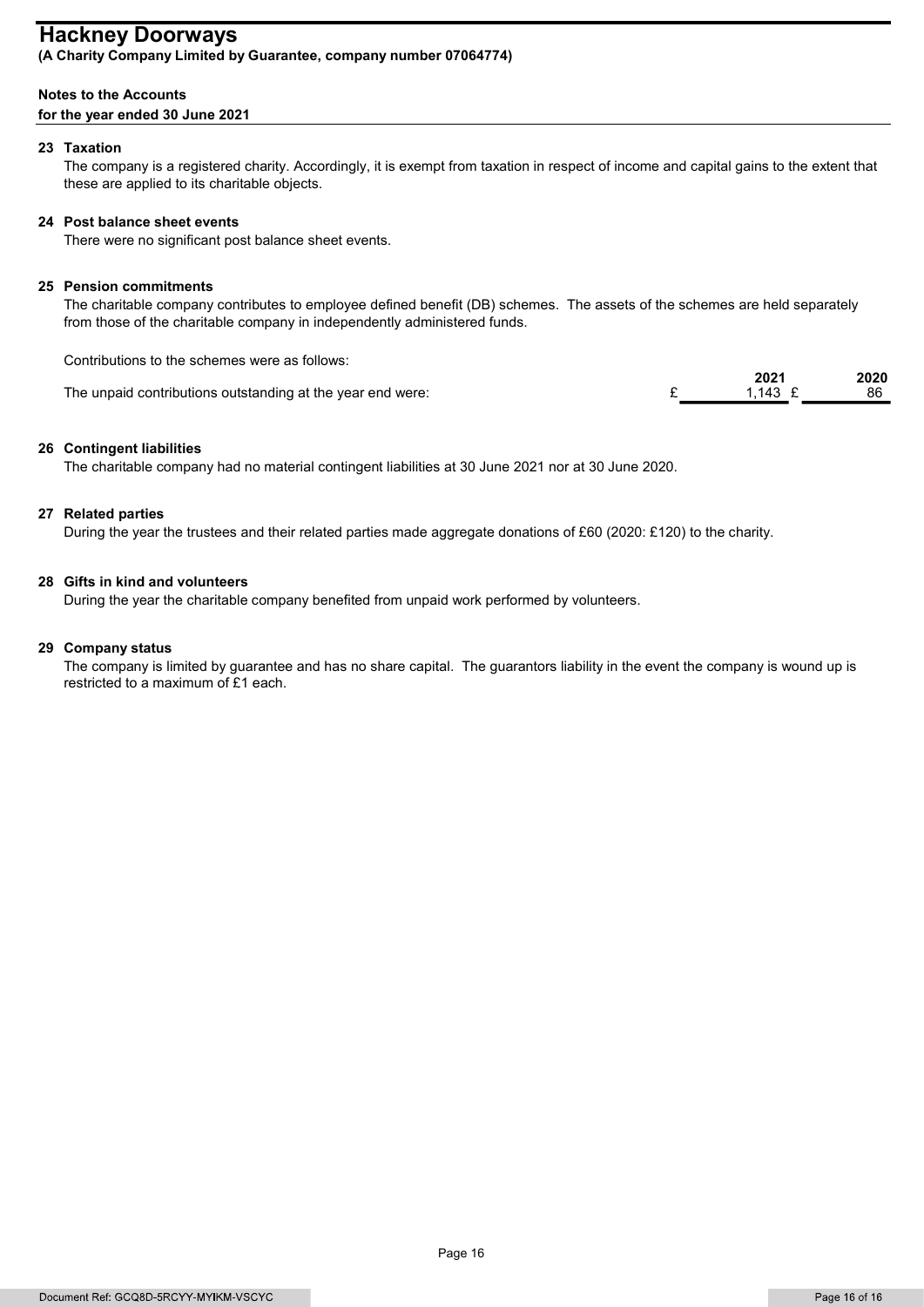# Hackney Doorways

**(A Charity Company Limited by Guarantee, company number 07064774)**

**Notes to the Accounts**

**for the year ended 30 June 2021**

## 23 Taxation

The company is a registered charity. Accordingly, it is exempt from taxation in respect of income and capital gains to the extent that these are applied to its charitable objects.

## 24 Post balance sheet events

There were no significant post balance sheet events.

## 25 Pension commitments

The charitable company contributes to employee defined benefit (DB) schemes. The assets of the schemes are held separately from those of the charitable company in independently administered funds.

Contributions to the schemes were as follows:

| | | 2021 | | 2020 |
|---|---|---|---|---|
| The unpaid contributions outstanding at the year end were: | £ | 1,143 | £ | 86 |

## 26 Contingent liabilities

The charitable company had no material contingent liabilities at 30 June 2021 nor at 30 June 2020.

## 27 Related parties

During the year the trustees and their related parties made aggregate donations of £60 (2020: £120) to the charity.

## 28 Gifts in kind and volunteers

During the year the charitable company benefited from unpaid work performed by volunteers.

## 29 Company status

The company is limited by guarantee and has no share capital. The guarantors liability in the event the company is wound up is restricted to a maximum of £1 each.

Document Ref: GCQ8D-5RCYY-MYIKM-VSCYC